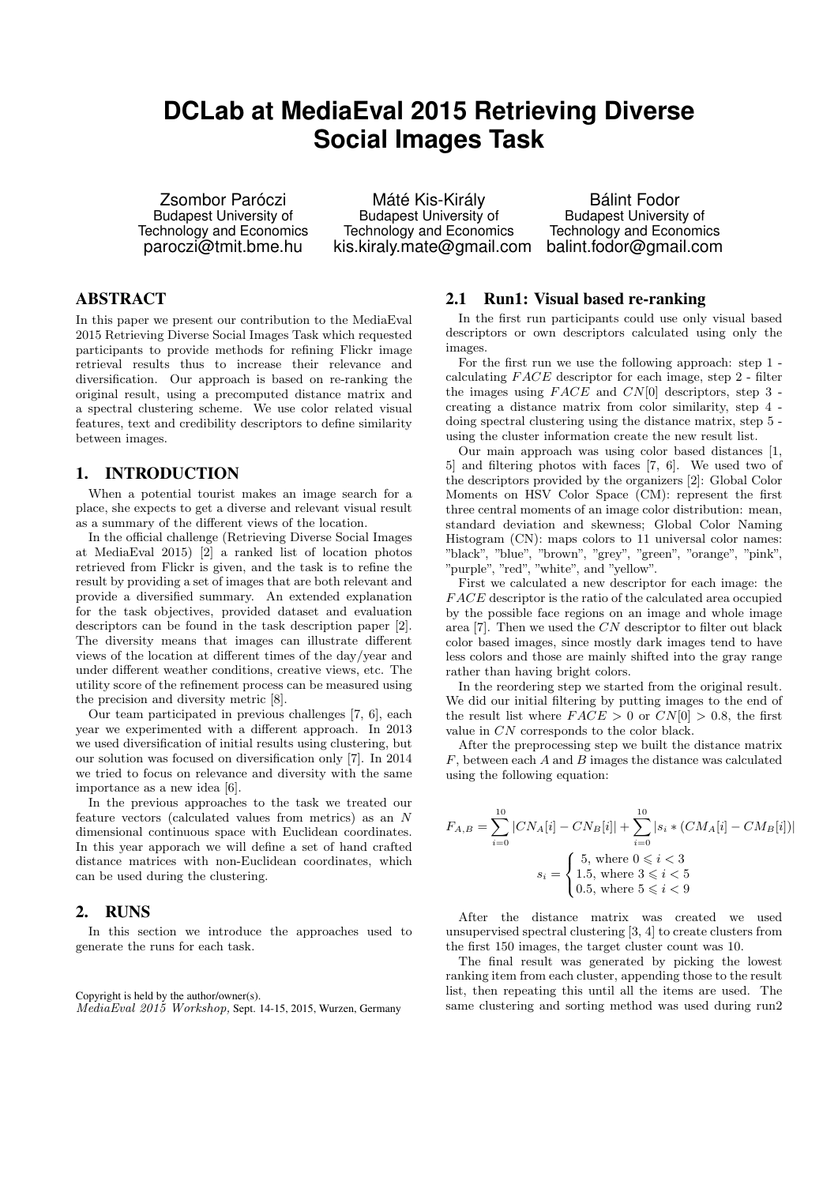# DCLab at MediaEval 2015 Retrieving Diverse Social Images Task

Zsombor Paróczi
Budapest University of Technology and Economics
paroczi@tmit.bme.hu

Máté Kis-Király
Budapest University of Technology and Economics
kis.kiraly.mate@gmail.com

Bálint Fodor
Budapest University of Technology and Economics
balint.fodor@gmail.com

## ABSTRACT

In this paper we present our contribution to the MediaEval 2015 Retrieving Diverse Social Images Task which requested participants to provide methods for refining Flickr image retrieval results thus to increase their relevance and diversification. Our approach is based on re-ranking the original result, using a precomputed distance matrix and a spectral clustering scheme. We use color related visual features, text and credibility descriptors to define similarity between images.

## 1. INTRODUCTION

When a potential tourist makes an image search for a place, she expects to get a diverse and relevant visual result as a summary of the different views of the location.

In the official challenge (Retrieving Diverse Social Images at MediaEval 2015) [2] a ranked list of location photos retrieved from Flickr is given, and the task is to refine the result by providing a set of images that are both relevant and provide a diversified summary. An extended explanation for the task objectives, provided dataset and evaluation descriptors can be found in the task description paper [2]. The diversity means that images can illustrate different views of the location at different times of the day/year and under different weather conditions, creative views, etc. The utility score of the refinement process can be measured using the precision and diversity metric [8].

Our team participated in previous challenges [7, 6], each year we experimented with a different approach. In 2013 we used diversification of initial results using clustering, but our solution was focused on diversification only [7]. In 2014 we tried to focus on relevance and diversity with the same importance as a new idea [6].

In the previous approaches to the task we treated our feature vectors (calculated values from metrics) as an $N$ dimensional continuous space with Euclidean coordinates. In this year approach we will define a set of hand crafted distance matrices with non-Euclidean coordinates, which can be used during the clustering.

## 2. RUNS

In this section we introduce the approaches used to generate the runs for each task.

Copyright is held by the author/owner(s).
*MediaEval 2015 Workshop,* Sept. 14-15, 2015, Wurzen, Germany

### 2.1 Run1: Visual based re-ranking

In the first run participants could use only visual based descriptors or own descriptors calculated using only the images.

For the first run we use the following approach: step 1 - calculating $FACE$ descriptor for each image, step 2 - filter the images using $FACE$ and $CN[0]$ descriptors, step 3 - creating a distance matrix from color similarity, step 4 - doing spectral clustering using the distance matrix, step 5 - using the cluster information create the new result list.

Our main approach was using color based distances [1, 5] and filtering photos with faces [7, 6]. We used two of the descriptors provided by the organizers [2]: Global Color Moments on HSV Color Space (CM): represent the first three central moments of an image color distribution: mean, standard deviation and skewness; Global Color Naming Histogram (CN): maps colors to 11 universal color names: "black", "blue", "brown", "grey", "green", "orange", "pink", "purple", "red", "white", and "yellow".

First we calculated a new descriptor for each image: the $FACE$ descriptor is the ratio of the calculated area occupied by the possible face regions on an image and whole image area [7]. Then we used the $CN$ descriptor to filter out black color based images, since mostly dark images tend to have less colors and those are mainly shifted into the gray range rather than having bright colors.

In the reordering step we started from the original result. We did our initial filtering by putting images to the end of the result list where $FACE > 0$ or $CN[0] > 0.8$, the first value in $CN$ corresponds to the color black.

After the preprocessing step we built the distance matrix $F$, between each $A$ and $B$ images the distance was calculated using the following equation:

$$F_{A,B} = \sum_{i=0}^{10} |CN_A[i] - CN_B[i]| + \sum_{i=0}^{10} |s_i * (CM_A[i] - CM_B[i])|$$

$$s_i = \begin{cases} 5, \text{ where } 0 \leqslant i < 3 \\ 1.5, \text{ where } 3 \leqslant i < 5 \\ 0.5, \text{ where } 5 \leqslant i < 9 \end{cases}$$

After the distance matrix was created we used unsupervised spectral clustering [3, 4] to create clusters from the first 150 images, the target cluster count was 10.

The final result was generated by picking the lowest ranking item from each cluster, appending those to the result list, then repeating this until all the items are used. The same clustering and sorting method was used during run2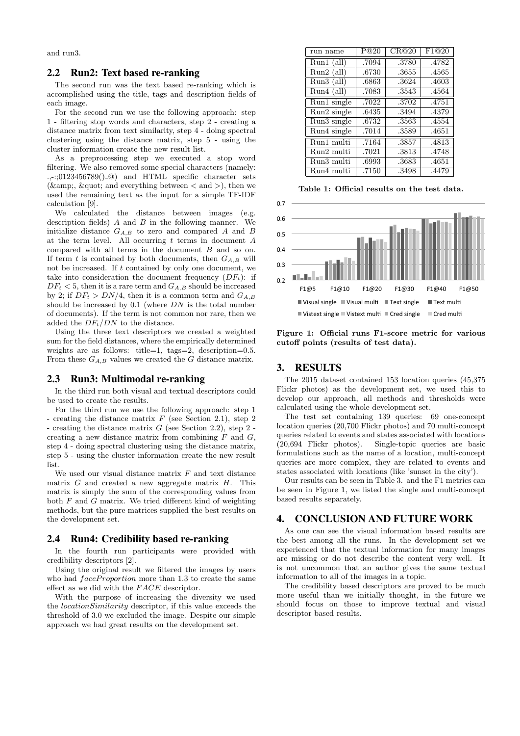and run3.

## 2.2 Run2: Text based re-ranking

The second run was the text based re-ranking which is accomplished using the title, tags and description fields of each image.

For the second run we use the following approach: step 1 - filtering stop words and characters, step 2 - creating a distance matrix from text similarity, step 4 - doing spectral clustering using the distance matrix, step 5 - using the cluster information create the new result list.

As a preprocessing step we executed a stop word filtering. We also removed some special characters (namely: .,-:;0123456789()_@) and HTML specific character sets (&amp;, &quot; and everything between < and >), then we used the remaining text as the input for a simple TF-IDF calculation [9].

We calculated the distance between images (e.g. description fields) $A$ and $B$ in the following manner. We initialize distance $G_{A,B}$ to zero and compared $A$ and $B$ at the term level. All occurring $t$ terms in document $A$ compared with all terms in the document $B$ and so on. If term $t$ is contained by both documents, then $G_{A,B}$ will not be increased. If $t$ contained by only one document, we take into consideration the document frequency ($DF_t$): if $DF_t < 5$, then it is a rare term and $G_{A,B}$ should be increased by 2; if $DF_t > DN/4$, then it is a common term and $G_{A,B}$ should be increased by 0.1 (where $DN$ is the total number of documents). If the term is not common nor rare, then we added the $DF_t/DN$ to the distance.

Using the three text descriptors we created a weighted sum for the field distances, where the empirically determined weights are as follows: title=1, tags=2, description=0.5. From these $G_{A,B}$ values we created the $G$ distance matrix.

## 2.3 Run3: Multimodal re-ranking

In the third run both visual and textual descriptors could be used to create the results.

For the third run we use the following approach: step 1 - creating the distance matrix $F$ (see Section 2.1), step 2 - creating the distance matrix $G$ (see Section 2.2), step 2 - creating a new distance matrix from combining $F$ and $G$, step 4 - doing spectral clustering using the distance matrix, step 5 - using the cluster information create the new result list.

We used our visual distance matrix $F$ and text distance matrix $G$ and created a new aggregate matrix $H$. This matrix is simply the sum of the corresponding values from both $F$ and $G$ matrix. We tried different kind of weighting methods, but the pure matrices supplied the best results on the development set.

## 2.4 Run4: Credibility based re-ranking

In the fourth run participants were provided with credibility descriptors [2].

Using the original result we filtered the images by users who had $faceProportion$ more than 1.3 to create the same effect as we did with the $FACE$ descriptor.

With the purpose of increasing the diversity we used the $locationSimilarity$ descriptor, if this value exceeds the threshold of 3.0 we excluded the image. Despite our simple approach we had great results on the development set.

| run name | P@20 | CR@20 | F1@20 |
|---|---|---|---|
| Run1 (all) | .7094 | .3780 | .4782 |
| Run2 (all) | .6730 | .3655 | .4565 |
| Run3 (all) | .6863 | .3624 | .4603 |
| Run4 (all) | .7083 | .3543 | .4564 |
| Run1 single | .7022 | .3702 | .4751 |
| Run2 single | .6435 | .3494 | .4379 |
| Run3 single | .6732 | .3563 | .4554 |
| Run4 single | .7014 | .3589 | .4651 |
| Run1 multi | .7164 | .3857 | .4813 |
| Run2 multi | .7021 | .3813 | .4748 |
| Run3 multi | .6993 | .3683 | .4651 |
| Run4 multi | .7150 | .3498 | .4479 |

**Table 1: Official results on the test data.**

**Figure 1: Official runs F1-score metric for various cutoff points (results of test data).**

# 3. RESULTS

The 2015 dataset contained 153 location queries (45,375 Flickr photos) as the development set, we used this to develop our approach, all methods and thresholds were calculated using the whole development set.

The test set containing 139 queries: 69 one-concept location queries (20,700 Flickr photos) and 70 multi-concept queries related to events and states associated with locations (20,694 Flickr photos). Single-topic queries are basic formulations such as the name of a location, multi-concept queries are more complex, they are related to events and states associated with locations (like 'sunset in the city').

Our results can be seen in Table 3. and the F1 metrics can be seen in Figure 1, we listed the single and multi-concept based results separately.

# 4. CONCLUSION AND FUTURE WORK

As one can see the visual information based results are the best among all the runs. In the development set we experienced that the textual information for many images are missing or do not describe the content very well. It is not uncommon that an author gives the same textual information to all of the images in a topic.

The credibility based descriptors are proved to be much more useful than we initially thought, in the future we should focus on those to improve textual and visual descriptor based results.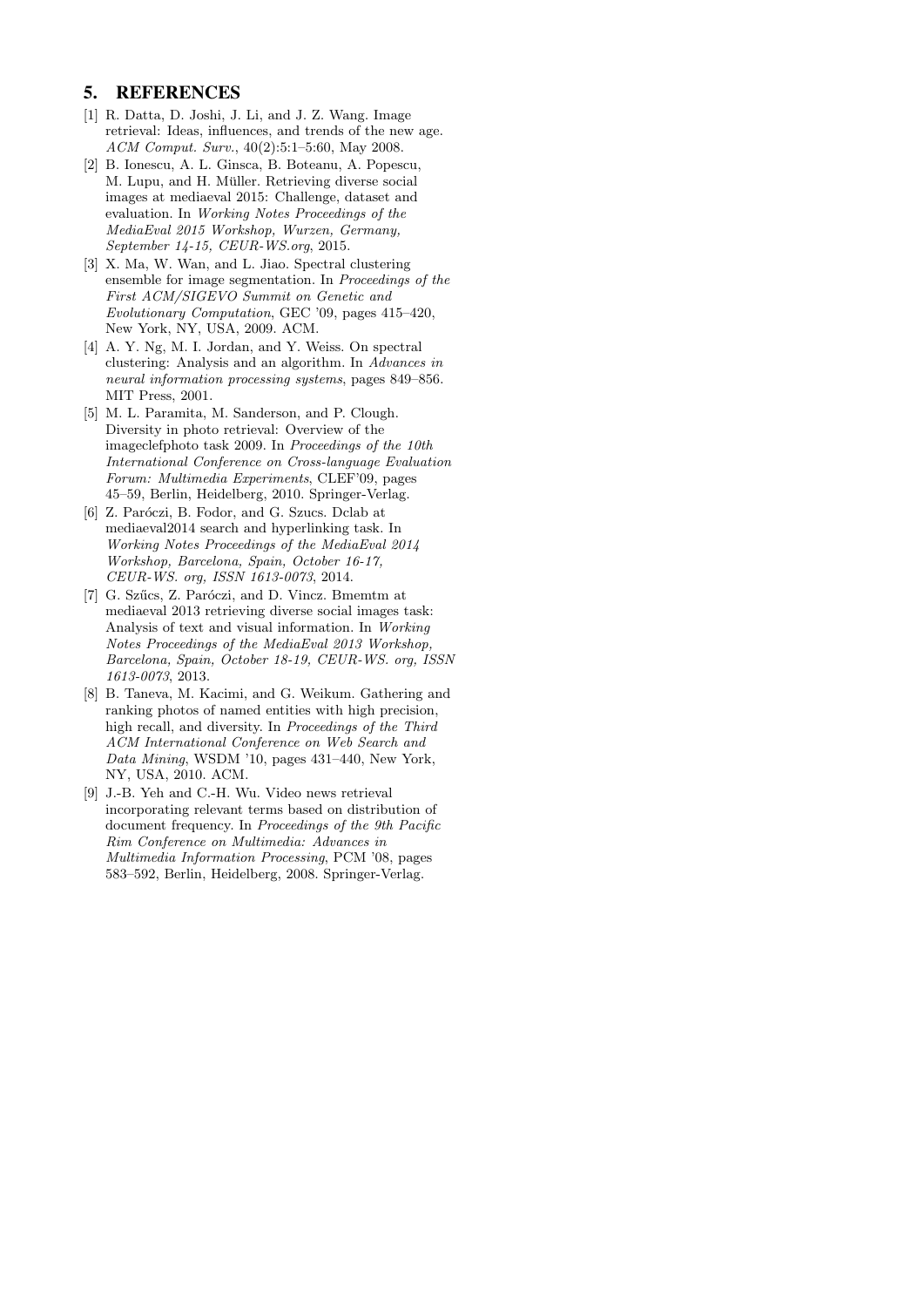## 5. REFERENCES

[1] R. Datta, D. Joshi, J. Li, and J. Z. Wang. Image retrieval: Ideas, influences, and trends of the new age. *ACM Comput. Surv.*, 40(2):5:1–5:60, May 2008.

[2] B. Ionescu, A. L. Ginsca, B. Boteanu, A. Popescu, M. Lupu, and H. Müller. Retrieving diverse social images at mediaeval 2015: Challenge, dataset and evaluation. In *Working Notes Proceedings of the MediaEval 2015 Workshop, Wurzen, Germany, September 14-15, CEUR-WS.org*, 2015.

[3] X. Ma, W. Wan, and L. Jiao. Spectral clustering ensemble for image segmentation. In *Proceedings of the First ACM/SIGEVO Summit on Genetic and Evolutionary Computation*, GEC '09, pages 415–420, New York, NY, USA, 2009. ACM.

[4] A. Y. Ng, M. I. Jordan, and Y. Weiss. On spectral clustering: Analysis and an algorithm. In *Advances in neural information processing systems*, pages 849–856. MIT Press, 2001.

[5] M. L. Paramita, M. Sanderson, and P. Clough. Diversity in photo retrieval: Overview of the imageclefphoto task 2009. In *Proceedings of the 10th International Conference on Cross-language Evaluation Forum: Multimedia Experiments*, CLEF'09, pages 45–59, Berlin, Heidelberg, 2010. Springer-Verlag.

[6] Z. Paróczi, B. Fodor, and G. Szucs. Dclab at mediaeval2014 search and hyperlinking task. In *Working Notes Proceedings of the MediaEval 2014 Workshop, Barcelona, Spain, October 16-17, CEUR-WS. org, ISSN 1613-0073*, 2014.

[7] G. Szűcs, Z. Paróczi, and D. Vincz. Bmemtm at mediaeval 2013 retrieving diverse social images task: Analysis of text and visual information. In *Working Notes Proceedings of the MediaEval 2013 Workshop, Barcelona, Spain, October 18-19, CEUR-WS. org, ISSN 1613-0073*, 2013.

[8] B. Taneva, M. Kacimi, and G. Weikum. Gathering and ranking photos of named entities with high precision, high recall, and diversity. In *Proceedings of the Third ACM International Conference on Web Search and Data Mining*, WSDM '10, pages 431–440, New York, NY, USA, 2010. ACM.

[9] J.-B. Yeh and C.-H. Wu. Video news retrieval incorporating relevant terms based on distribution of document frequency. In *Proceedings of the 9th Pacific Rim Conference on Multimedia: Advances in Multimedia Information Processing*, PCM '08, pages 583–592, Berlin, Heidelberg, 2008. Springer-Verlag.